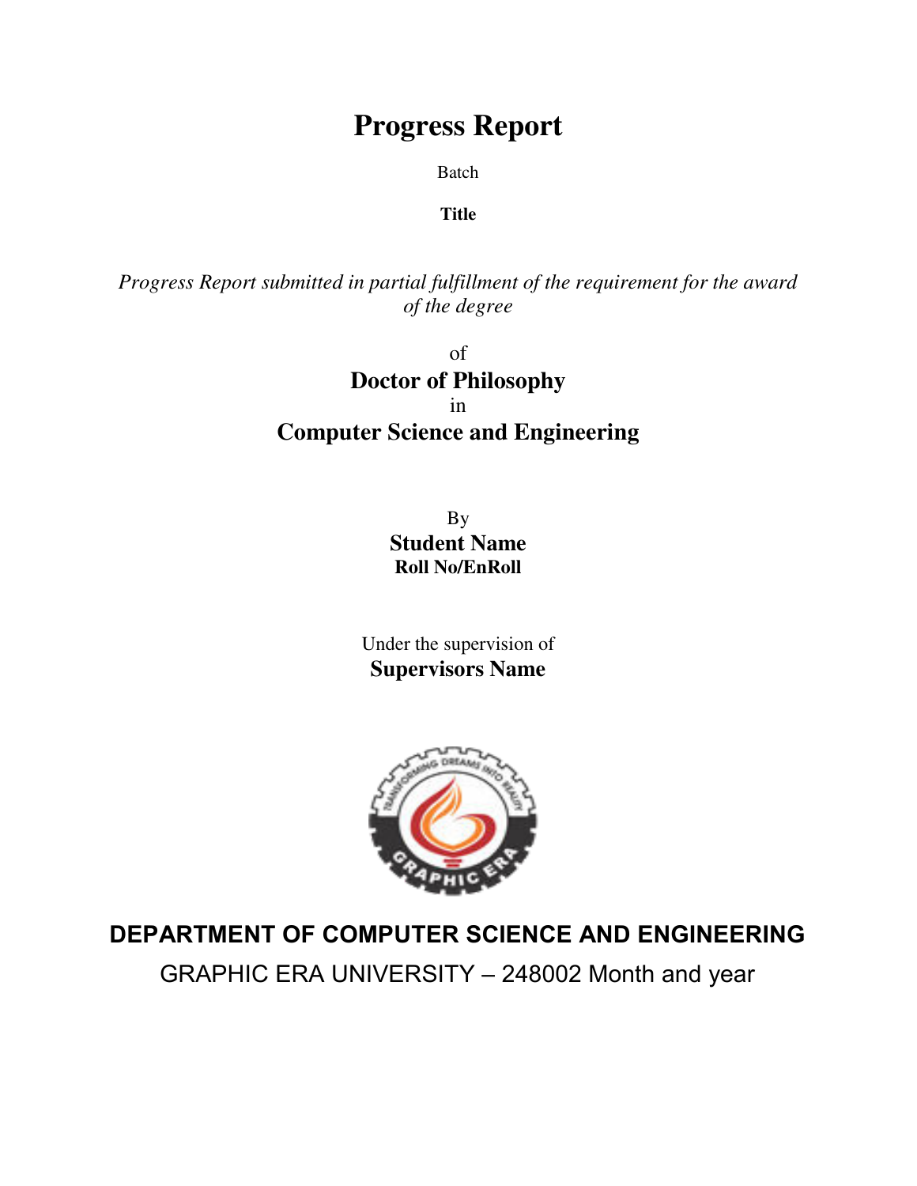# Progress Report

Batch

**Title**

*Progress Report submitted in partial fulfillment of the requirement for the award of the degree*

of

**Doctor of Philosophy**

in

**Computer Science and Engineering**

By

**Student Name**

**Roll No/EnRoll**

Under the supervision of

**Supervisors Name**

**DEPARTMENT OF COMPUTER SCIENCE AND ENGINEERING**

GRAPHIC ERA UNIVERSITY – 248002 Month and year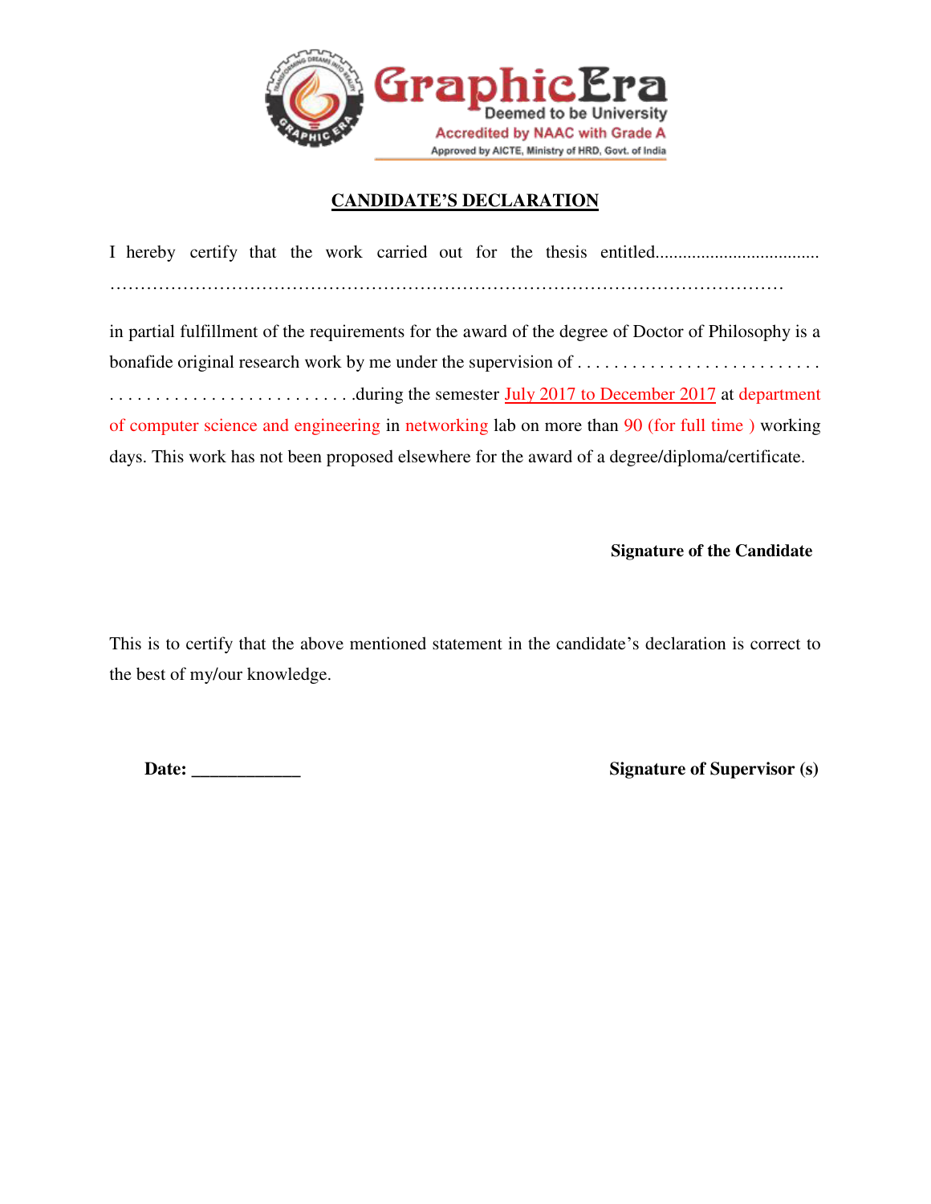Graphic Era
Deemed to be University
Accredited by NAAC with Grade A
Approved by AICTE, Ministry of HRD, Govt. of India

## CANDIDATE'S DECLARATION

I hereby certify that the work carried out for the thesis entitled...................................
……………………………………………………………………………………………………

in partial fulfillment of the requirements for the award of the degree of Doctor of Philosophy is a bonafide original research work by me under the supervision of . . . . . . . . . . . . . . . . . . . . . . . . . . . . . . . . . . . . . . . . . . . . . . . . . . . . . . .during the semester July 2017 to December 2017 at department of computer science and engineering in networking lab on more than 90 (for full time ) working days. This work has not been proposed elsewhere for the award of a degree/diploma/certificate.

**Signature of the Candidate**

This is to certify that the above mentioned statement in the candidate's declaration is correct to the best of my/our knowledge.

**Date:** ____________ **Signature of Supervisor (s)**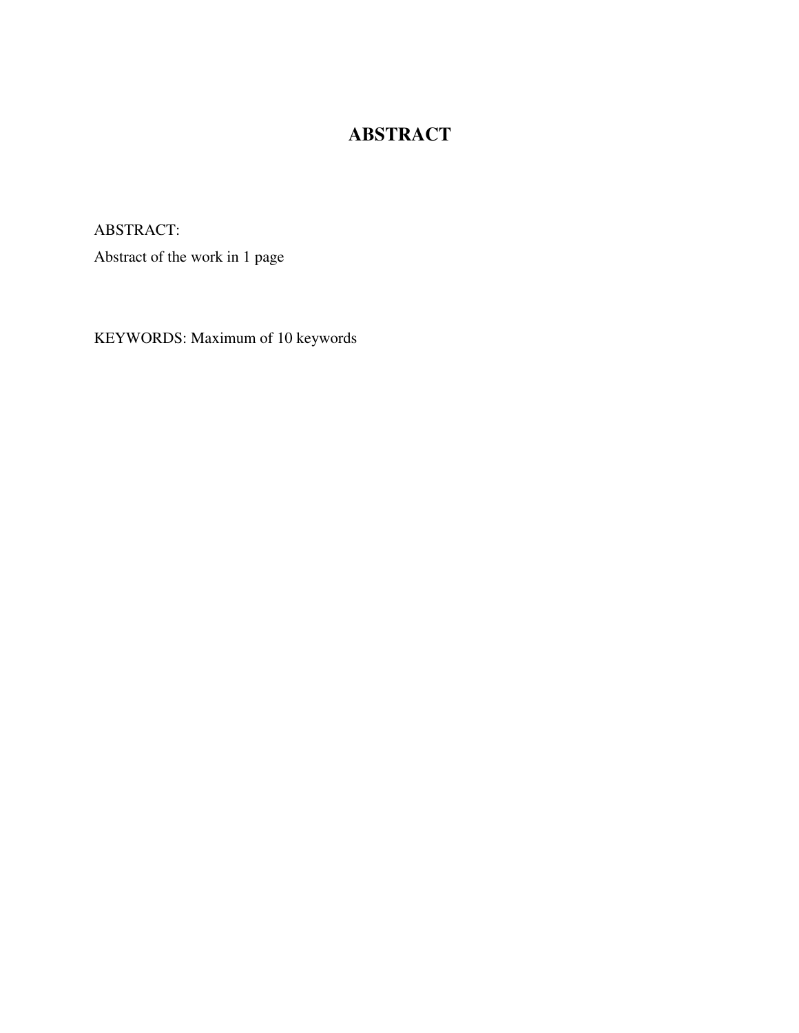# ABSTRACT

ABSTRACT:

Abstract of the work in 1 page

KEYWORDS: Maximum of 10 keywords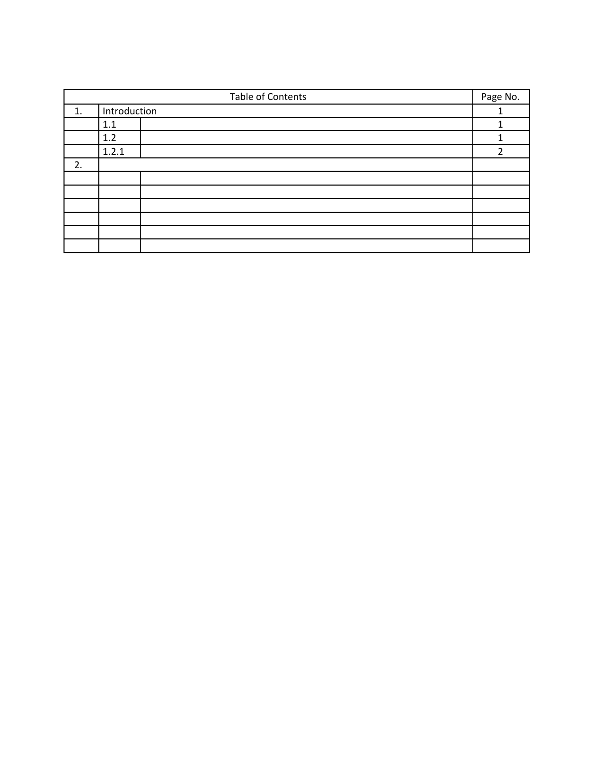| Table of Contents | | | Page No. |
|---|---|---|---|
| 1. | Introduction | | 1 |
| | 1.1 | | 1 |
| | 1.2 | | 1 |
| | 1.2.1 | | 2 |
| 2. | | | |
| | | | |
| | | | |
| | | | |
| | | | |
| | | | |
| | | | |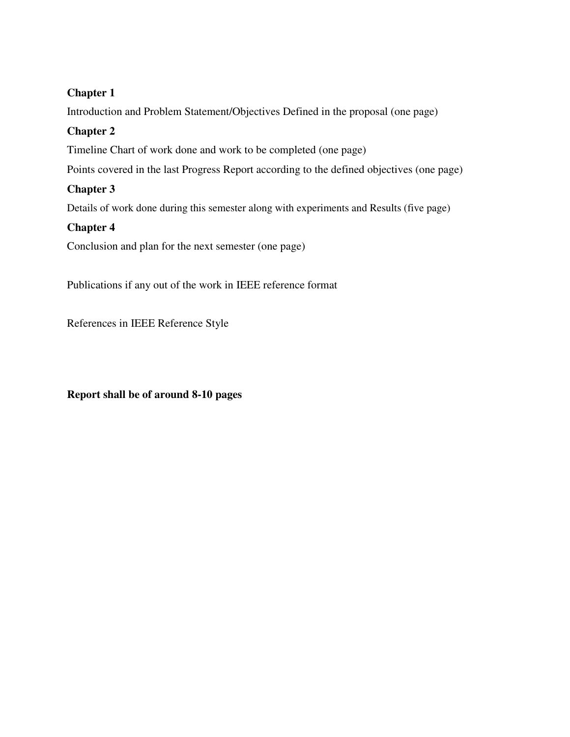**Chapter 1**

Introduction and Problem Statement/Objectives Defined in the proposal (one page)

**Chapter 2**

Timeline Chart of work done and work to be completed (one page)

Points covered in the last Progress Report according to the defined objectives (one page)

**Chapter 3**

Details of work done during this semester along with experiments and Results (five page)

**Chapter 4**

Conclusion and plan for the next semester (one page)

Publications if any out of the work in IEEE reference format

References in IEEE Reference Style

**Report shall be of around 8-10 pages**